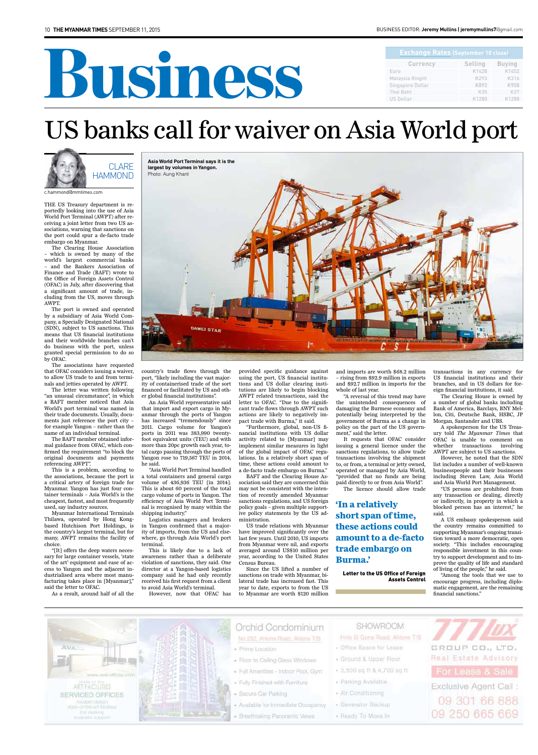# Business

| Exchange Rates (September 10 close) | | |
|---|---|---|
| Currency | Selling | Buying |
| Euro | K1428 | K1452 |
| Malaysia Ringitt | K293 | K316 |
| Singapore Dollar | K892 | K908 |
| Thai Baht | K35 | K37 |
| US Dollar | K1280 | K1288 |

# US banks call for waiver on Asia World port

CLARE HAMMOND
c.hammond@mmtimes.com

**Asia World Port Terminal says it is the largest by volumes in Yangon.** Photo: Aung Khant

THE US Treasury department is reportedly looking into the use of Asia World Port Terminal (AWPT) after receiving a joint letter from two US associations, warning that sanctions on the port could spur a de-facto trade embargo on Myanmar.

The Clearing House Association – which is owned by many of the world's largest commercial banks – and the Bankers Association of Finance and Trade (BAFT) wrote to the Office of Foreign Assets Control (OFAC) in July, after discovering that a significant amount of trade, including from the US, moves through AWPT.

The port is owned and operated by a subsidiary of Asia World Company, a Specially Designated National (SDN), subject to US sanctions. This means that US financial institutions and their worldwide branches can't do business with the port, unless granted special permission to do so by OFAC.

The associations have requested that OFAC considers issuing a waiver, to allow US trade to and from terminals and jetties operated by AWPT.

The letter was written following "an unusual circumstance", in which a BAFT member noticed that Asia World's port terminal was named in their trade documents. Usually, documents just reference the port city – for example Yangon – rather than the name of an individual terminal.

The BAFT member obtained informal guidance from OFAC, which confirmed the requirement "to block the original documents and payments referencing AWPT".

This is a problem, according to the associations, because the port is a critical artery of foreign trade for Myanmar. Yangon has just four container terminals – Asia World's is the cheapest, fastest, and most frequently used, say industry sources.

Myanmar International Terminals Thilawa, operated by Hong Kong-based Hutchison Port Holdings, is the country's largest terminal, but for many, AWPT remains the facility of choice.

"[It] offers the deep waters necessary for large container vessels, 'state of the art' equipment and ease of access to Yangon and the adjacent industrialised area where most manufacturing takes place in [Myanmar]," said the letter to OFAC.

As a result, around half of all the country's trade flows through the port, "likely including the vast majority of containerised trade of the sort financed or facilitated by US and other global financial institutions".

An Asia World representative said that import and export cargo in Myanmar through the ports of Yangon has increased "tremendously" since 2011. Cargo volume for Yangon's ports in 2011 was 383,990 twenty-foot equivalent units (TEU) and with more than 20pc growth each year, total cargo passing through the ports of Yangon rose to 719,567 TEU in 2014, he said.

"Asia World Port Terminal handled a total containers and general cargo volume of 436,936 TEU [in 2014]. This is about 60 percent of the total cargo volume of ports in Yangon. The efficiency of Asia World Port Terminal is recognised by many within the shipping industry."

Logistics managers and brokers in Yangon confirmed that a majority of imports, from the US and elsewhere, go through Asia World's port terminal.

This is likely due to a lack of awareness rather than a deliberate violation of sanctions, they said. One director at a Yangon-based logistics company said he had only recently received his first request from a client to avoid Asia World's terminal.

However, now that OFAC has provided specific guidance against using the port, US financial institutions and US dollar clearing institutions are likely to begin blocking AWPT related transactions, said the letter to OFAC. "Due to the significant trade flows through AWPT such actions are likely to negatively impact trade with Burma," it said.

"Furthermore, global, non-US financial institutions with US dollar activity related to [Myanmar] may implement similar measures in light of the global impact of OFAC regulations. In a relatively short span of time, these actions could amount to a de-facto trade embargo on Burma."

BAFT and the Clearing House Association said they are concerned this may not be consistent with the intention of recently amended Myanmar sanctions regulations, and US foreign policy goals – given multiple supportive policy statements by the US administration.

US trade relations with Myanmar have improved significantly over the last few years. Until 2010, US imports from Myanmar were nil, and exports averaged around US$10 million per year, according to the United States Census Bureau.

Since the US lifted a number of sanctions on trade with Myanmar, bilateral trade has increased fast. This year to date, exports to from the US to Myanmar are worth $120 million and imports are worth $68.2 million – rising from $92.9 million in exports and $92.7 million in imports for the whole of last year.

"A reversal of this trend may have the unintended consequences of damaging the Burmese economy and potentially being interpreted by the government of Burma as a change in policy on the part of the US government," said the letter.

It requests that OFAC consider issuing a general licence under the sanctions regulations, to allow trade transactions involving the shipment to, or from, a terminal or jetty owned, operated or managed by Asia World, "provided that no funds are being paid directly to or from Asia World".

The licence should allow trade transactions in any currency for US financial institutions and their branches, and in US dollars for foreign financial institutions, it said.

> **'In a relatively short span of time, these actions could amount to a de-facto trade embargo on Burma.'**
>
> **Letter to the US Office of Foreign Assets Control**

The Clearing House is owned by a number of global banks including Bank of America, Barclays, BNY Mellon, Citi, Deutsche Bank, HSBC, JP Morgan, Santander and UBS.

A spokesperson for the US Treasury told *The Myanmar Times* that OFAC is unable to comment on whether transactions involving AWPT are subject to US sanctions.

However, he noted that the SDN list includes a number of well-known businesspeople and their businesses including Steven Law, Asia World and Asia World Port Management.

"US persons are prohibited from any transaction or dealing, directly or indirectly, in property in which a blocked person has an interest," he said.

A US embassy spokesperson said the country remains committed to supporting Myanmar's ongoing transition toward a more democratic, open society. "This includes encouraging responsible investment in this country to support development and to improve the quality of life and standard of living of the people," he said.

"Among the tools that we use to encourage progress, including diplomatic engagement, are the remaining financial sanctions."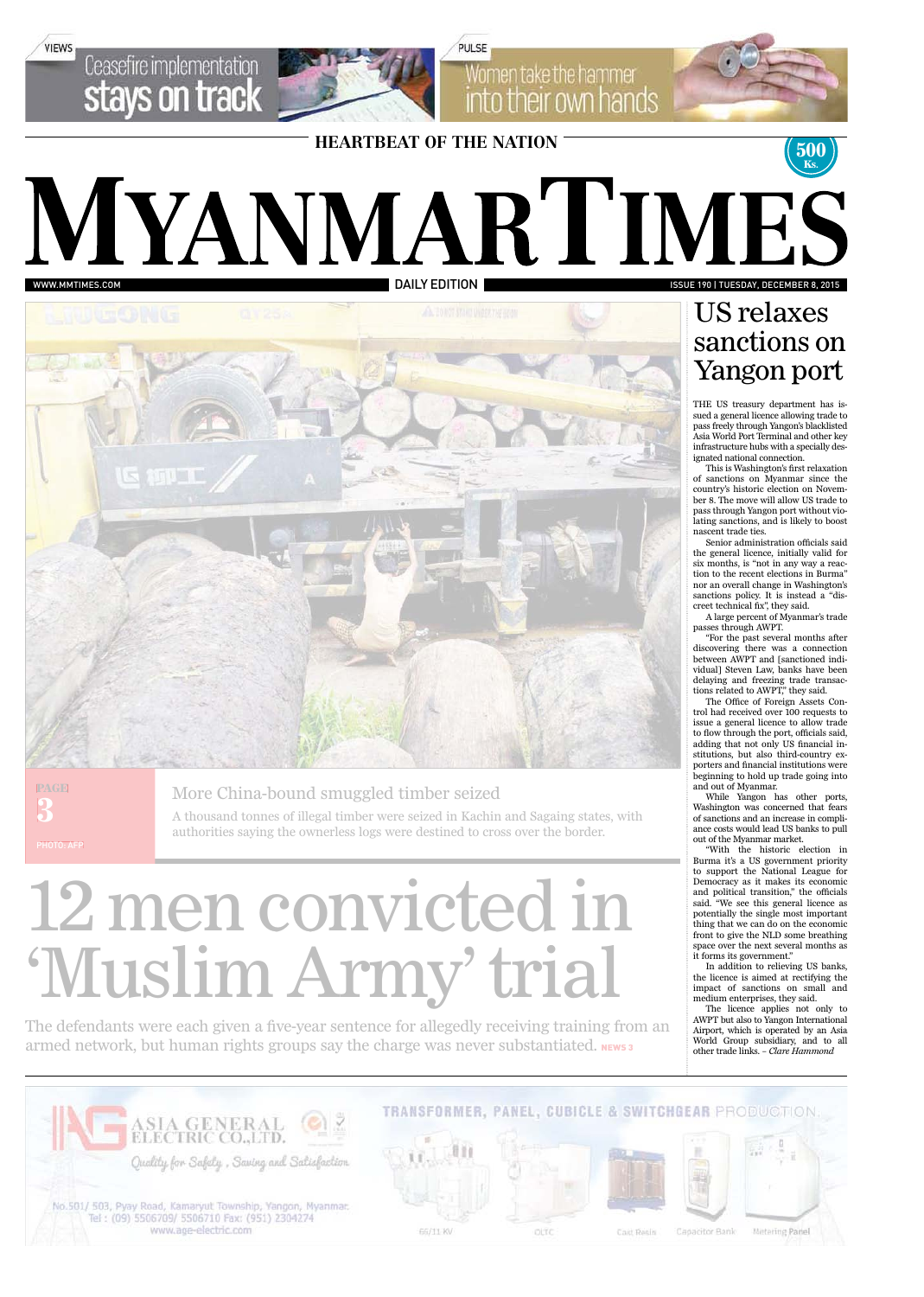VIEWS

Ceasefire implementation stays on track

PULSE

Women take the hammer into their own hands

HEARTBEAT OF THE NATION

500 Ks.

# MYANMAR TIMES

WWW.MMTIMES.COM | DAILY EDITION | ISSUE 190 | TUESDAY, DECEMBER 8, 2015

PAGE 3

PHOTO: AFP

## More China-bound smuggled timber seized

A thousand tonnes of illegal timber were seized in Kachin and Sagaing states, with authorities saying the ownerless logs were destined to cross over the border.

# 12 men convicted in 'Muslim Army' trial

The defendants were each given a five-year sentence for allegedly receiving training from an armed network, but human rights groups say the charge was never substantiated. NEWS 3

# US relaxes sanctions on Yangon port

THE US treasury department has issued a general licence allowing trade to pass freely through Yangon's blacklisted Asia World Port Terminal and other key infrastructure hubs with a specially designated national connection.

This is Washington's first relaxation of sanctions on Myanmar since the country's historic election on November 8. The move will allow US trade to pass through Yangon port without violating sanctions, and is likely to boost nascent trade ties.

Senior administration officials said the general licence, initially valid for six months, is "not in any way a reaction to the recent elections in Burma" nor an overall change in Washington's sanctions policy. It is instead a "discreet technical fix", they said.

A large percent of Myanmar's trade passes through AWPT.

"For the past several months after discovering there was a connection between AWPT and [sanctioned individual] Steven Law, banks have been delaying and freezing trade transactions related to AWPT," they said.

The Office of Foreign Assets Control had received over 100 requests to issue a general licence to allow trade to flow through the port, officials said, adding that not only US financial institutions, but also third-country exporters and financial institutions were beginning to hold up trade going into and out of Myanmar.

While Yangon has other ports, Washington was concerned that fears of sanctions and an increase in compliance costs would lead US banks to pull out of the Myanmar market.

"With the historic election in Burma it's a US government priority to support the National League for Democracy as it makes its economic and political transition," the officials said. "We see this general licence as potentially the single most important thing that we can do on the economic front to give the NLD some breathing space over the next several months as it forms its government."

In addition to relieving US banks, the licence is aimed at rectifying the impact of sanctions on small and medium enterprises, they said.

The licence applies not only to AWPT but also to Yangon International Airport, which is operated by an Asia World Group subsidiary, and to all other trade links. – *Clare Hammond*

ASIA GENERAL ELECTRIC CO.,LTD.

Quality for Safety, Saving and Satisfaction

No.501/ 503, Pyay Road, Kamaryut Township, Yangon, Myanmar.
Tel : (09) 5506709/ 5506710 Fax: (951) 2304274
www.age-electric.com

TRANSFORMER, PANEL, CUBICLE & SWITCHGEAR PRODUCTION

66/11 KV | OLTC | Cast Resin | Capacitor Bank | Metering Panel